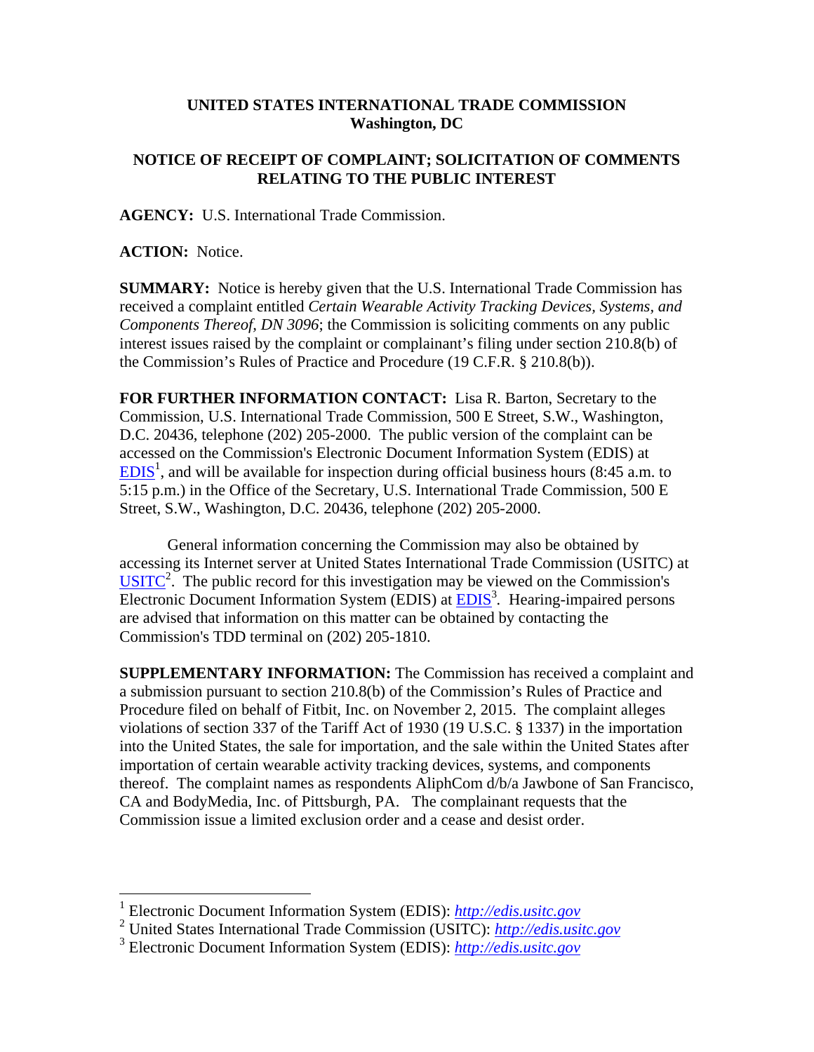**UNITED STATES INTERNATIONAL TRADE COMMISSION**
**Washington, DC**

**NOTICE OF RECEIPT OF COMPLAINT; SOLICITATION OF COMMENTS RELATING TO THE PUBLIC INTEREST**

**AGENCY:** U.S. International Trade Commission.

**ACTION:** Notice.

**SUMMARY:** Notice is hereby given that the U.S. International Trade Commission has received a complaint entitled *Certain Wearable Activity Tracking Devices, Systems, and Components Thereof, DN 3096*; the Commission is soliciting comments on any public interest issues raised by the complaint or complainant's filing under section 210.8(b) of the Commission's Rules of Practice and Procedure (19 C.F.R. § 210.8(b)).

**FOR FURTHER INFORMATION CONTACT:** Lisa R. Barton, Secretary to the Commission, U.S. International Trade Commission, 500 E Street, S.W., Washington, D.C. 20436, telephone (202) 205-2000. The public version of the complaint can be accessed on the Commission's Electronic Document Information System (EDIS) at EDIS[1], and will be available for inspection during official business hours (8:45 a.m. to 5:15 p.m.) in the Office of the Secretary, U.S. International Trade Commission, 500 E Street, S.W., Washington, D.C. 20436, telephone (202) 205-2000.

General information concerning the Commission may also be obtained by accessing its Internet server at United States International Trade Commission (USITC) at USITC[2]. The public record for this investigation may be viewed on the Commission's Electronic Document Information System (EDIS) at EDIS[3]. Hearing-impaired persons are advised that information on this matter can be obtained by contacting the Commission's TDD terminal on (202) 205-1810.

**SUPPLEMENTARY INFORMATION:** The Commission has received a complaint and a submission pursuant to section 210.8(b) of the Commission's Rules of Practice and Procedure filed on behalf of Fitbit, Inc. on November 2, 2015. The complaint alleges violations of section 337 of the Tariff Act of 1930 (19 U.S.C. § 1337) in the importation into the United States, the sale for importation, and the sale within the United States after importation of certain wearable activity tracking devices, systems, and components thereof. The complaint names as respondents AliphCom d/b/a Jawbone of San Francisco, CA and BodyMedia, Inc. of Pittsburgh, PA. The complainant requests that the Commission issue a limited exclusion order and a cease and desist order.

---

[1] Electronic Document Information System (EDIS): *http://edis.usitc.gov*

[2] United States International Trade Commission (USITC): *http://edis.usitc.gov*

[3] Electronic Document Information System (EDIS): *http://edis.usitc.gov*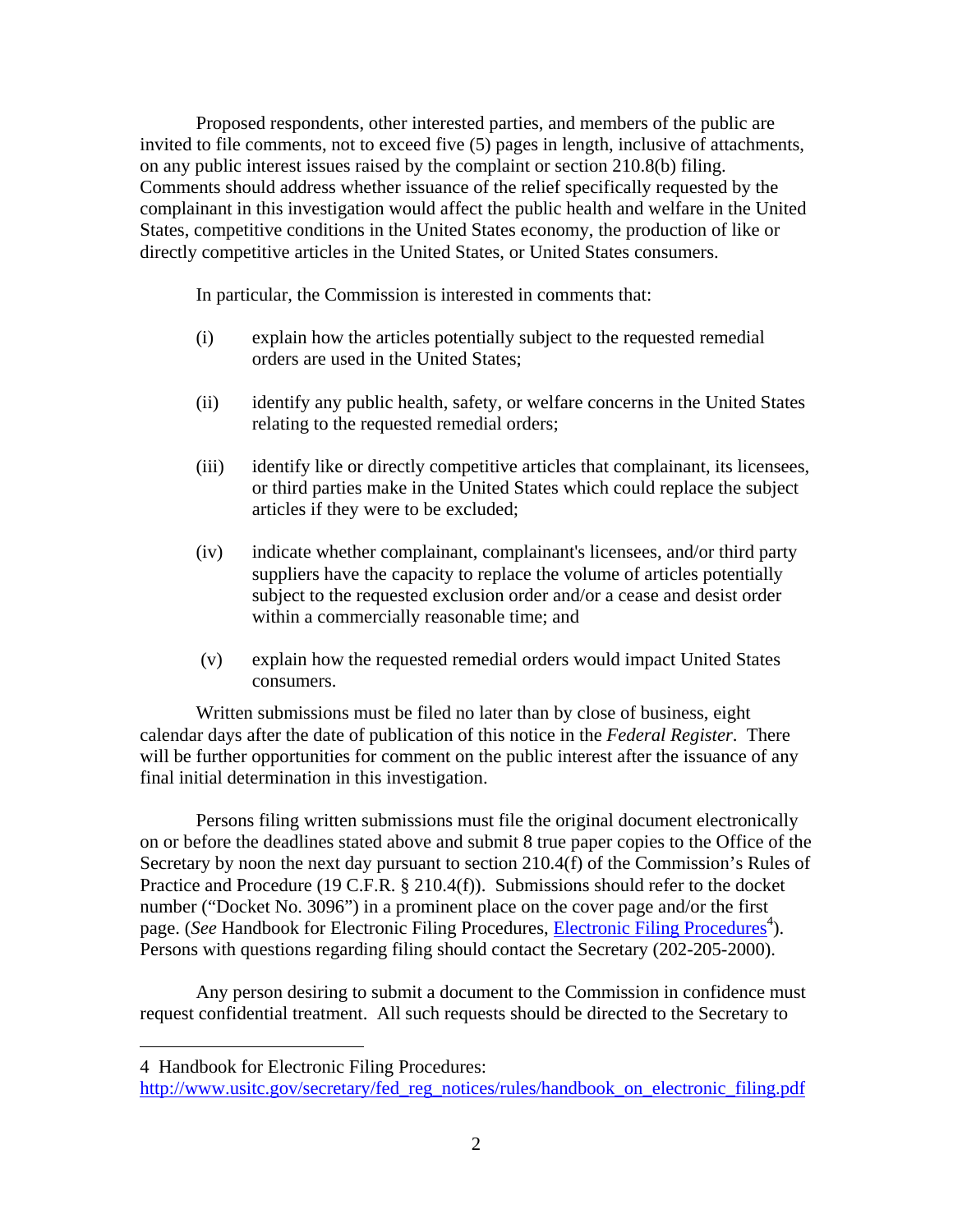Proposed respondents, other interested parties, and members of the public are invited to file comments, not to exceed five (5) pages in length, inclusive of attachments, on any public interest issues raised by the complaint or section 210.8(b) filing. Comments should address whether issuance of the relief specifically requested by the complainant in this investigation would affect the public health and welfare in the United States, competitive conditions in the United States economy, the production of like or directly competitive articles in the United States, or United States consumers.

In particular, the Commission is interested in comments that:

(i) explain how the articles potentially subject to the requested remedial orders are used in the United States;

(ii) identify any public health, safety, or welfare concerns in the United States relating to the requested remedial orders;

(iii) identify like or directly competitive articles that complainant, its licensees, or third parties make in the United States which could replace the subject articles if they were to be excluded;

(iv) indicate whether complainant, complainant's licensees, and/or third party suppliers have the capacity to replace the volume of articles potentially subject to the requested exclusion order and/or a cease and desist order within a commercially reasonable time; and

(v) explain how the requested remedial orders would impact United States consumers.

Written submissions must be filed no later than by close of business, eight calendar days after the date of publication of this notice in the *Federal Register*. There will be further opportunities for comment on the public interest after the issuance of any final initial determination in this investigation.

Persons filing written submissions must file the original document electronically on or before the deadlines stated above and submit 8 true paper copies to the Office of the Secretary by noon the next day pursuant to section 210.4(f) of the Commission's Rules of Practice and Procedure (19 C.F.R. § 210.4(f)). Submissions should refer to the docket number ("Docket No. 3096") in a prominent place on the cover page and/or the first page. (*See* Handbook for Electronic Filing Procedures, Electronic Filing Procedures[4]). Persons with questions regarding filing should contact the Secretary (202-205-2000).

Any person desiring to submit a document to the Commission in confidence must request confidential treatment. All such requests should be directed to the Secretary to

---

4 Handbook for Electronic Filing Procedures: http://www.usitc.gov/secretary/fed_reg_notices/rules/handbook_on_electronic_filing.pdf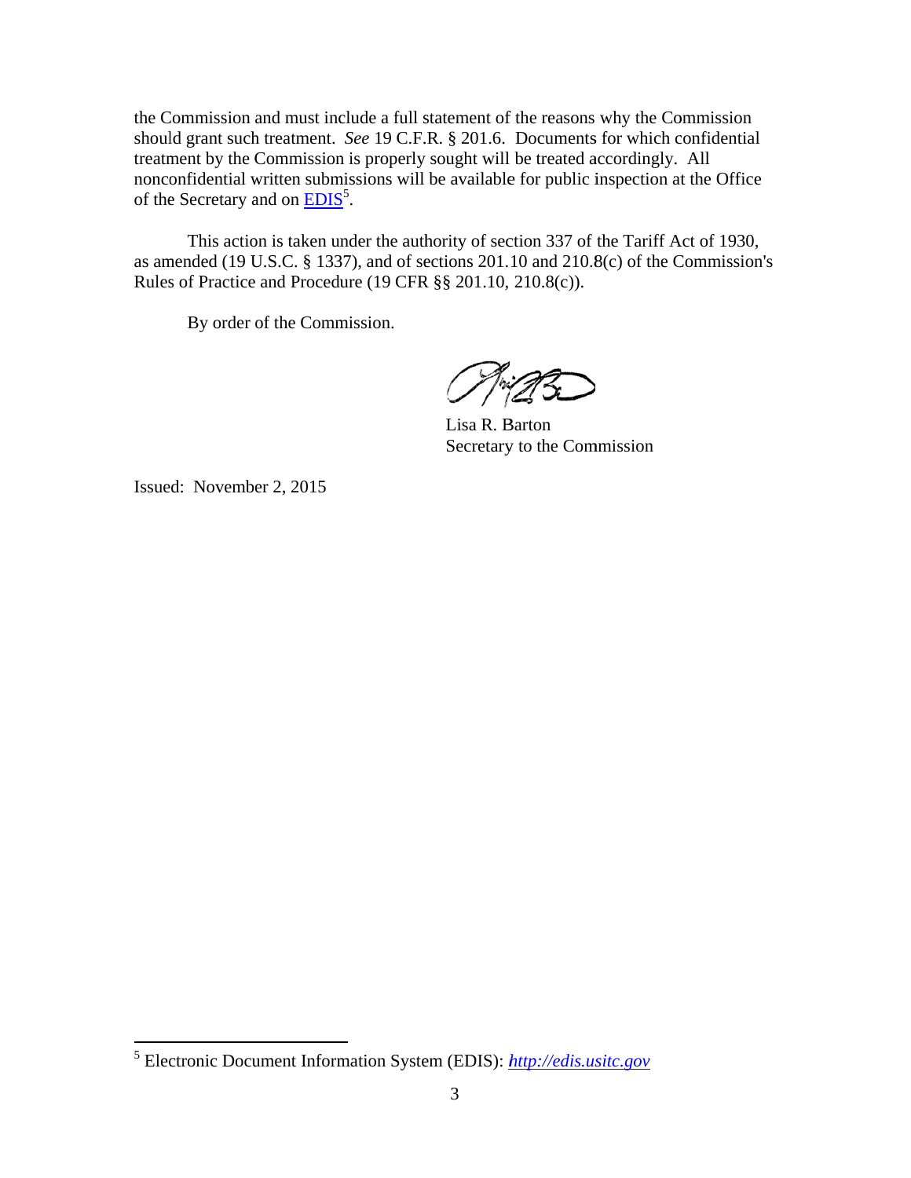the Commission and must include a full statement of the reasons why the Commission should grant such treatment. *See* 19 C.F.R. § 201.6. Documents for which confidential treatment by the Commission is properly sought will be treated accordingly. All nonconfidential written submissions will be available for public inspection at the Office of the Secretary and on EDIS[5].

This action is taken under the authority of section 337 of the Tariff Act of 1930, as amended (19 U.S.C. § 1337), and of sections 201.10 and 210.8(c) of the Commission's Rules of Practice and Procedure (19 CFR §§ 201.10, 210.8(c)).

By order of the Commission.

Lisa R. Barton
Secretary to the Commission

Issued: November 2, 2015

---

[5] Electronic Document Information System (EDIS): *http://edis.usitc.gov*